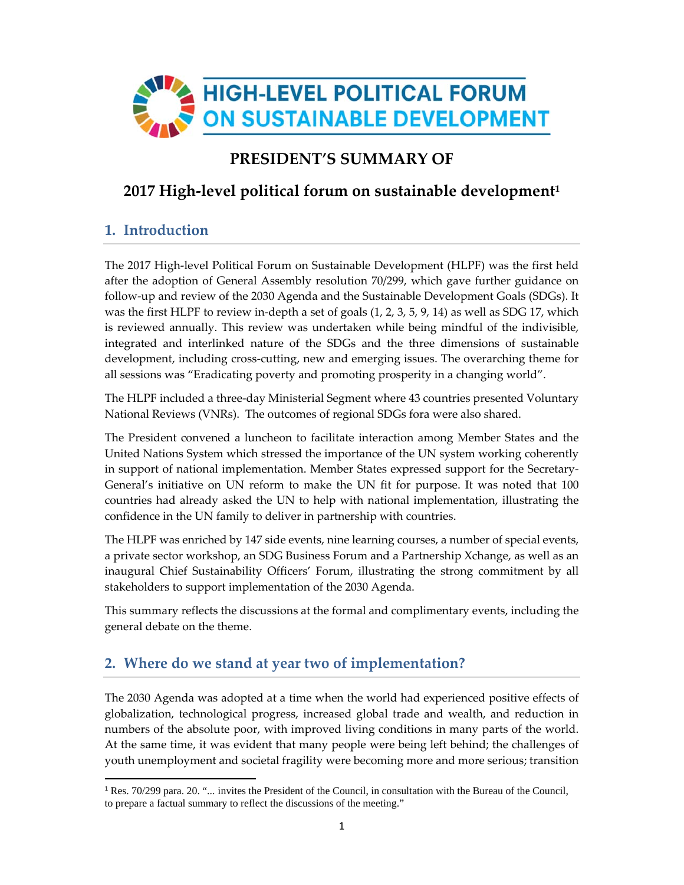# HIGH-LEVEL POLITICAL FORUM ON SUSTAINABLE DEVELOPMENT

## PRESIDENT'S SUMMARY OF

## 2017 High-level political forum on sustainable development[1]

## 1. Introduction

The 2017 High-level Political Forum on Sustainable Development (HLPF) was the first held after the adoption of General Assembly resolution 70/299, which gave further guidance on follow-up and review of the 2030 Agenda and the Sustainable Development Goals (SDGs). It was the first HLPF to review in-depth a set of goals (1, 2, 3, 5, 9, 14) as well as SDG 17, which is reviewed annually. This review was undertaken while being mindful of the indivisible, integrated and interlinked nature of the SDGs and the three dimensions of sustainable development, including cross-cutting, new and emerging issues. The overarching theme for all sessions was "Eradicating poverty and promoting prosperity in a changing world".

The HLPF included a three-day Ministerial Segment where 43 countries presented Voluntary National Reviews (VNRs). The outcomes of regional SDGs fora were also shared.

The President convened a luncheon to facilitate interaction among Member States and the United Nations System which stressed the importance of the UN system working coherently in support of national implementation. Member States expressed support for the Secretary-General's initiative on UN reform to make the UN fit for purpose. It was noted that 100 countries had already asked the UN to help with national implementation, illustrating the confidence in the UN family to deliver in partnership with countries.

The HLPF was enriched by 147 side events, nine learning courses, a number of special events, a private sector workshop, an SDG Business Forum and a Partnership Xchange, as well as an inaugural Chief Sustainability Officers' Forum, illustrating the strong commitment by all stakeholders to support implementation of the 2030 Agenda.

This summary reflects the discussions at the formal and complimentary events, including the general debate on the theme.

## 2. Where do we stand at year two of implementation?

The 2030 Agenda was adopted at a time when the world had experienced positive effects of globalization, technological progress, increased global trade and wealth, and reduction in numbers of the absolute poor, with improved living conditions in many parts of the world. At the same time, it was evident that many people were being left behind; the challenges of youth unemployment and societal fragility were becoming more and more serious; transition

[1] Res. 70/299 para. 20. "... invites the President of the Council, in consultation with the Bureau of the Council, to prepare a factual summary to reflect the discussions of the meeting."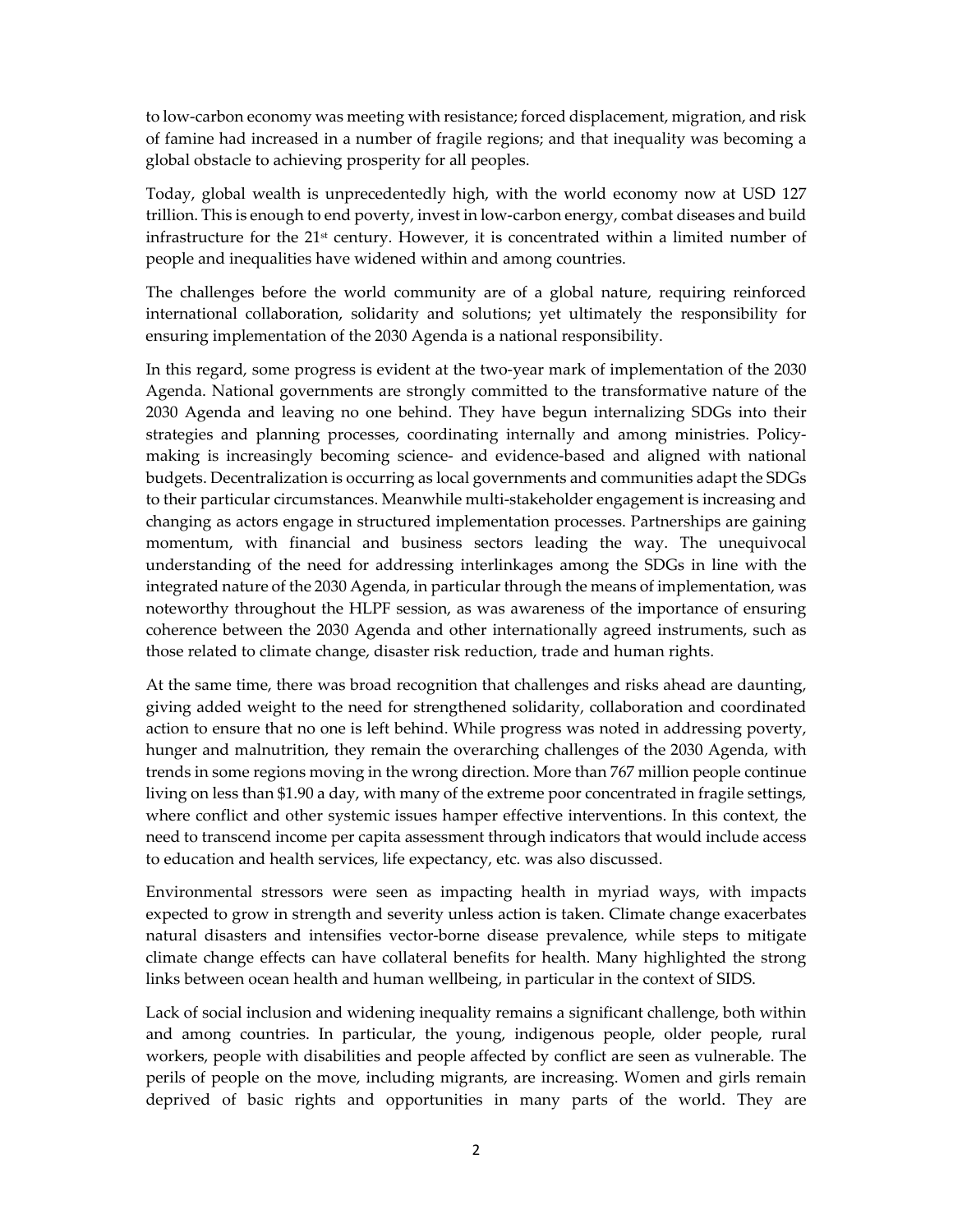to low-carbon economy was meeting with resistance; forced displacement, migration, and risk of famine had increased in a number of fragile regions; and that inequality was becoming a global obstacle to achieving prosperity for all peoples.

Today, global wealth is unprecedentedly high, with the world economy now at USD 127 trillion. This is enough to end poverty, invest in low-carbon energy, combat diseases and build infrastructure for the 21st century. However, it is concentrated within a limited number of people and inequalities have widened within and among countries.

The challenges before the world community are of a global nature, requiring reinforced international collaboration, solidarity and solutions; yet ultimately the responsibility for ensuring implementation of the 2030 Agenda is a national responsibility.

In this regard, some progress is evident at the two-year mark of implementation of the 2030 Agenda. National governments are strongly committed to the transformative nature of the 2030 Agenda and leaving no one behind. They have begun internalizing SDGs into their strategies and planning processes, coordinating internally and among ministries. Policy-making is increasingly becoming science- and evidence-based and aligned with national budgets. Decentralization is occurring as local governments and communities adapt the SDGs to their particular circumstances. Meanwhile multi-stakeholder engagement is increasing and changing as actors engage in structured implementation processes. Partnerships are gaining momentum, with financial and business sectors leading the way. The unequivocal understanding of the need for addressing interlinkages among the SDGs in line with the integrated nature of the 2030 Agenda, in particular through the means of implementation, was noteworthy throughout the HLPF session, as was awareness of the importance of ensuring coherence between the 2030 Agenda and other internationally agreed instruments, such as those related to climate change, disaster risk reduction, trade and human rights.

At the same time, there was broad recognition that challenges and risks ahead are daunting, giving added weight to the need for strengthened solidarity, collaboration and coordinated action to ensure that no one is left behind. While progress was noted in addressing poverty, hunger and malnutrition, they remain the overarching challenges of the 2030 Agenda, with trends in some regions moving in the wrong direction. More than 767 million people continue living on less than $1.90 a day, with many of the extreme poor concentrated in fragile settings, where conflict and other systemic issues hamper effective interventions. In this context, the need to transcend income per capita assessment through indicators that would include access to education and health services, life expectancy, etc. was also discussed.

Environmental stressors were seen as impacting health in myriad ways, with impacts expected to grow in strength and severity unless action is taken. Climate change exacerbates natural disasters and intensifies vector-borne disease prevalence, while steps to mitigate climate change effects can have collateral benefits for health. Many highlighted the strong links between ocean health and human wellbeing, in particular in the context of SIDS.

Lack of social inclusion and widening inequality remains a significant challenge, both within and among countries. In particular, the young, indigenous people, older people, rural workers, people with disabilities and people affected by conflict are seen as vulnerable. The perils of people on the move, including migrants, are increasing. Women and girls remain deprived of basic rights and opportunities in many parts of the world. They are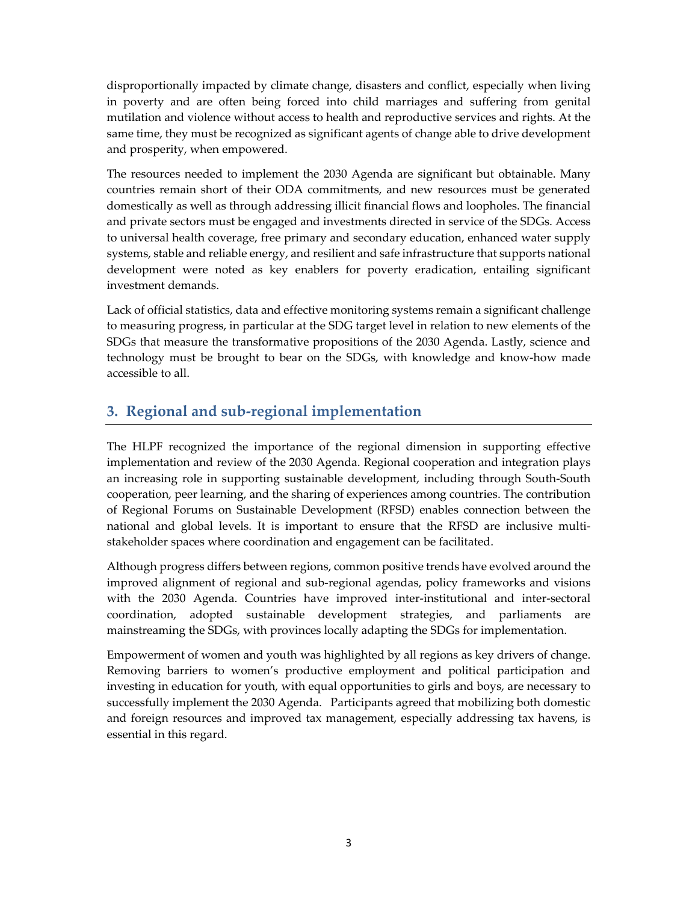disproportionally impacted by climate change, disasters and conflict, especially when living in poverty and are often being forced into child marriages and suffering from genital mutilation and violence without access to health and reproductive services and rights. At the same time, they must be recognized as significant agents of change able to drive development and prosperity, when empowered.

The resources needed to implement the 2030 Agenda are significant but obtainable. Many countries remain short of their ODA commitments, and new resources must be generated domestically as well as through addressing illicit financial flows and loopholes. The financial and private sectors must be engaged and investments directed in service of the SDGs. Access to universal health coverage, free primary and secondary education, enhanced water supply systems, stable and reliable energy, and resilient and safe infrastructure that supports national development were noted as key enablers for poverty eradication, entailing significant investment demands.

Lack of official statistics, data and effective monitoring systems remain a significant challenge to measuring progress, in particular at the SDG target level in relation to new elements of the SDGs that measure the transformative propositions of the 2030 Agenda. Lastly, science and technology must be brought to bear on the SDGs, with knowledge and know-how made accessible to all.

## 3. Regional and sub-regional implementation

The HLPF recognized the importance of the regional dimension in supporting effective implementation and review of the 2030 Agenda. Regional cooperation and integration plays an increasing role in supporting sustainable development, including through South-South cooperation, peer learning, and the sharing of experiences among countries. The contribution of Regional Forums on Sustainable Development (RFSD) enables connection between the national and global levels. It is important to ensure that the RFSD are inclusive multi-stakeholder spaces where coordination and engagement can be facilitated.

Although progress differs between regions, common positive trends have evolved around the improved alignment of regional and sub-regional agendas, policy frameworks and visions with the 2030 Agenda. Countries have improved inter-institutional and inter-sectoral coordination, adopted sustainable development strategies, and parliaments are mainstreaming the SDGs, with provinces locally adapting the SDGs for implementation.

Empowerment of women and youth was highlighted by all regions as key drivers of change. Removing barriers to women's productive employment and political participation and investing in education for youth, with equal opportunities to girls and boys, are necessary to successfully implement the 2030 Agenda. Participants agreed that mobilizing both domestic and foreign resources and improved tax management, especially addressing tax havens, is essential in this regard.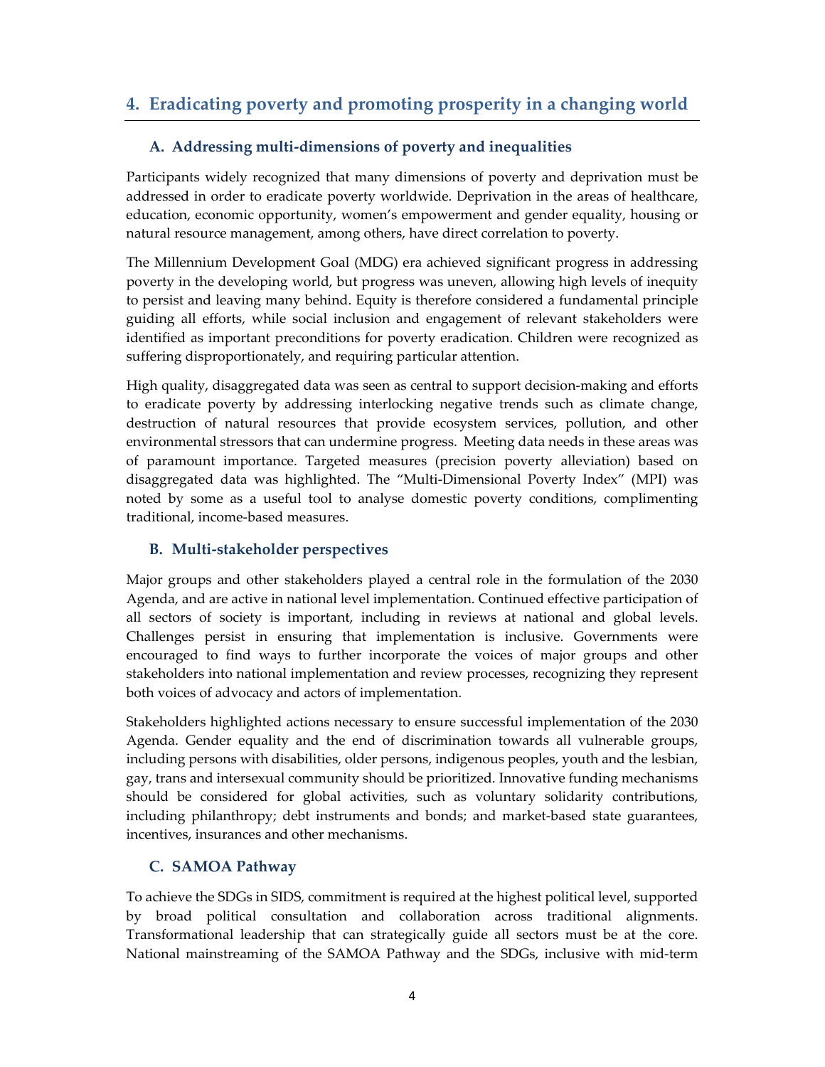## 4. Eradicating poverty and promoting prosperity in a changing world

### A. Addressing multi-dimensions of poverty and inequalities

Participants widely recognized that many dimensions of poverty and deprivation must be addressed in order to eradicate poverty worldwide. Deprivation in the areas of healthcare, education, economic opportunity, women's empowerment and gender equality, housing or natural resource management, among others, have direct correlation to poverty.

The Millennium Development Goal (MDG) era achieved significant progress in addressing poverty in the developing world, but progress was uneven, allowing high levels of inequity to persist and leaving many behind. Equity is therefore considered a fundamental principle guiding all efforts, while social inclusion and engagement of relevant stakeholders were identified as important preconditions for poverty eradication. Children were recognized as suffering disproportionately, and requiring particular attention.

High quality, disaggregated data was seen as central to support decision-making and efforts to eradicate poverty by addressing interlocking negative trends such as climate change, destruction of natural resources that provide ecosystem services, pollution, and other environmental stressors that can undermine progress. Meeting data needs in these areas was of paramount importance. Targeted measures (precision poverty alleviation) based on disaggregated data was highlighted. The "Multi-Dimensional Poverty Index" (MPI) was noted by some as a useful tool to analyse domestic poverty conditions, complimenting traditional, income-based measures.

### B. Multi-stakeholder perspectives

Major groups and other stakeholders played a central role in the formulation of the 2030 Agenda, and are active in national level implementation. Continued effective participation of all sectors of society is important, including in reviews at national and global levels. Challenges persist in ensuring that implementation is inclusive. Governments were encouraged to find ways to further incorporate the voices of major groups and other stakeholders into national implementation and review processes, recognizing they represent both voices of advocacy and actors of implementation.

Stakeholders highlighted actions necessary to ensure successful implementation of the 2030 Agenda. Gender equality and the end of discrimination towards all vulnerable groups, including persons with disabilities, older persons, indigenous peoples, youth and the lesbian, gay, trans and intersexual community should be prioritized. Innovative funding mechanisms should be considered for global activities, such as voluntary solidarity contributions, including philanthropy; debt instruments and bonds; and market-based state guarantees, incentives, insurances and other mechanisms.

### C. SAMOA Pathway

To achieve the SDGs in SIDS, commitment is required at the highest political level, supported by broad political consultation and collaboration across traditional alignments. Transformational leadership that can strategically guide all sectors must be at the core. National mainstreaming of the SAMOA Pathway and the SDGs, inclusive with mid-term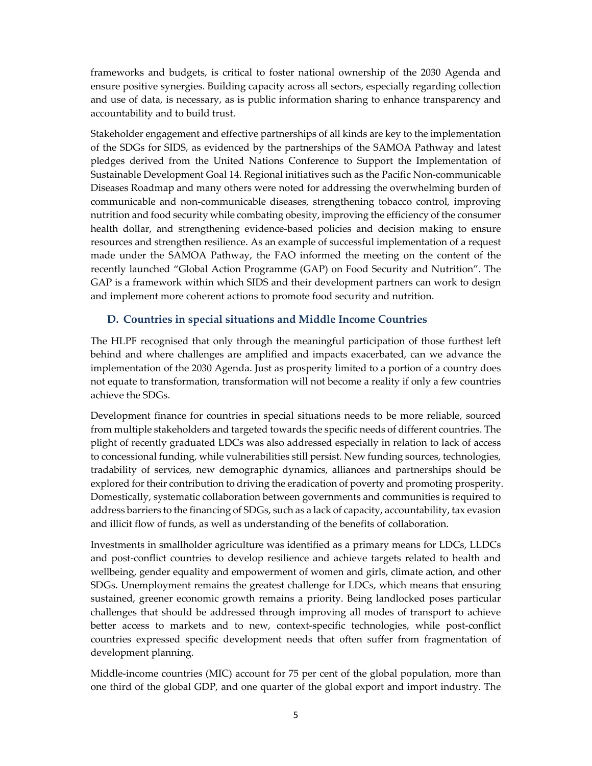frameworks and budgets, is critical to foster national ownership of the 2030 Agenda and ensure positive synergies. Building capacity across all sectors, especially regarding collection and use of data, is necessary, as is public information sharing to enhance transparency and accountability and to build trust.

Stakeholder engagement and effective partnerships of all kinds are key to the implementation of the SDGs for SIDS, as evidenced by the partnerships of the SAMOA Pathway and latest pledges derived from the United Nations Conference to Support the Implementation of Sustainable Development Goal 14. Regional initiatives such as the Pacific Non-communicable Diseases Roadmap and many others were noted for addressing the overwhelming burden of communicable and non-communicable diseases, strengthening tobacco control, improving nutrition and food security while combating obesity, improving the efficiency of the consumer health dollar, and strengthening evidence-based policies and decision making to ensure resources and strengthen resilience. As an example of successful implementation of a request made under the SAMOA Pathway, the FAO informed the meeting on the content of the recently launched "Global Action Programme (GAP) on Food Security and Nutrition". The GAP is a framework within which SIDS and their development partners can work to design and implement more coherent actions to promote food security and nutrition.

## D. Countries in special situations and Middle Income Countries

The HLPF recognised that only through the meaningful participation of those furthest left behind and where challenges are amplified and impacts exacerbated, can we advance the implementation of the 2030 Agenda. Just as prosperity limited to a portion of a country does not equate to transformation, transformation will not become a reality if only a few countries achieve the SDGs.

Development finance for countries in special situations needs to be more reliable, sourced from multiple stakeholders and targeted towards the specific needs of different countries. The plight of recently graduated LDCs was also addressed especially in relation to lack of access to concessional funding, while vulnerabilities still persist. New funding sources, technologies, tradability of services, new demographic dynamics, alliances and partnerships should be explored for their contribution to driving the eradication of poverty and promoting prosperity. Domestically, systematic collaboration between governments and communities is required to address barriers to the financing of SDGs, such as a lack of capacity, accountability, tax evasion and illicit flow of funds, as well as understanding of the benefits of collaboration.

Investments in smallholder agriculture was identified as a primary means for LDCs, LLDCs and post-conflict countries to develop resilience and achieve targets related to health and wellbeing, gender equality and empowerment of women and girls, climate action, and other SDGs. Unemployment remains the greatest challenge for LDCs, which means that ensuring sustained, greener economic growth remains a priority. Being landlocked poses particular challenges that should be addressed through improving all modes of transport to achieve better access to markets and to new, context-specific technologies, while post-conflict countries expressed specific development needs that often suffer from fragmentation of development planning.

Middle-income countries (MIC) account for 75 per cent of the global population, more than one third of the global GDP, and one quarter of the global export and import industry. The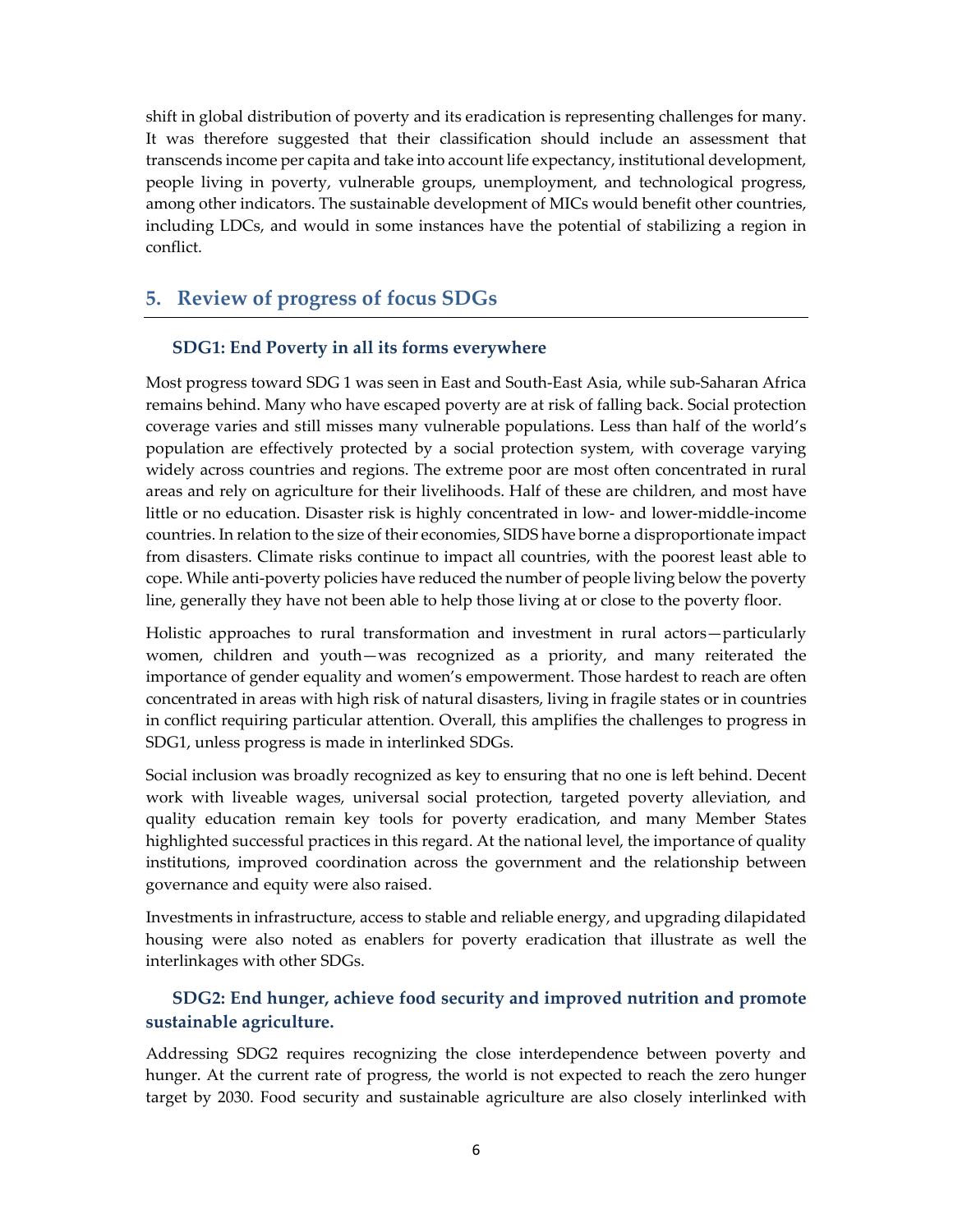shift in global distribution of poverty and its eradication is representing challenges for many. It was therefore suggested that their classification should include an assessment that transcends income per capita and take into account life expectancy, institutional development, people living in poverty, vulnerable groups, unemployment, and technological progress, among other indicators. The sustainable development of MICs would benefit other countries, including LDCs, and would in some instances have the potential of stabilizing a region in conflict.

## 5. Review of progress of focus SDGs

### SDG1: End Poverty in all its forms everywhere

Most progress toward SDG 1 was seen in East and South-East Asia, while sub-Saharan Africa remains behind. Many who have escaped poverty are at risk of falling back. Social protection coverage varies and still misses many vulnerable populations. Less than half of the world's population are effectively protected by a social protection system, with coverage varying widely across countries and regions. The extreme poor are most often concentrated in rural areas and rely on agriculture for their livelihoods. Half of these are children, and most have little or no education. Disaster risk is highly concentrated in low- and lower-middle-income countries. In relation to the size of their economies, SIDS have borne a disproportionate impact from disasters. Climate risks continue to impact all countries, with the poorest least able to cope. While anti-poverty policies have reduced the number of people living below the poverty line, generally they have not been able to help those living at or close to the poverty floor.

Holistic approaches to rural transformation and investment in rural actors—particularly women, children and youth—was recognized as a priority, and many reiterated the importance of gender equality and women's empowerment. Those hardest to reach are often concentrated in areas with high risk of natural disasters, living in fragile states or in countries in conflict requiring particular attention. Overall, this amplifies the challenges to progress in SDG1, unless progress is made in interlinked SDGs.

Social inclusion was broadly recognized as key to ensuring that no one is left behind. Decent work with liveable wages, universal social protection, targeted poverty alleviation, and quality education remain key tools for poverty eradication, and many Member States highlighted successful practices in this regard. At the national level, the importance of quality institutions, improved coordination across the government and the relationship between governance and equity were also raised.

Investments in infrastructure, access to stable and reliable energy, and upgrading dilapidated housing were also noted as enablers for poverty eradication that illustrate as well the interlinkages with other SDGs.

### SDG2: End hunger, achieve food security and improved nutrition and promote sustainable agriculture.

Addressing SDG2 requires recognizing the close interdependence between poverty and hunger. At the current rate of progress, the world is not expected to reach the zero hunger target by 2030. Food security and sustainable agriculture are also closely interlinked with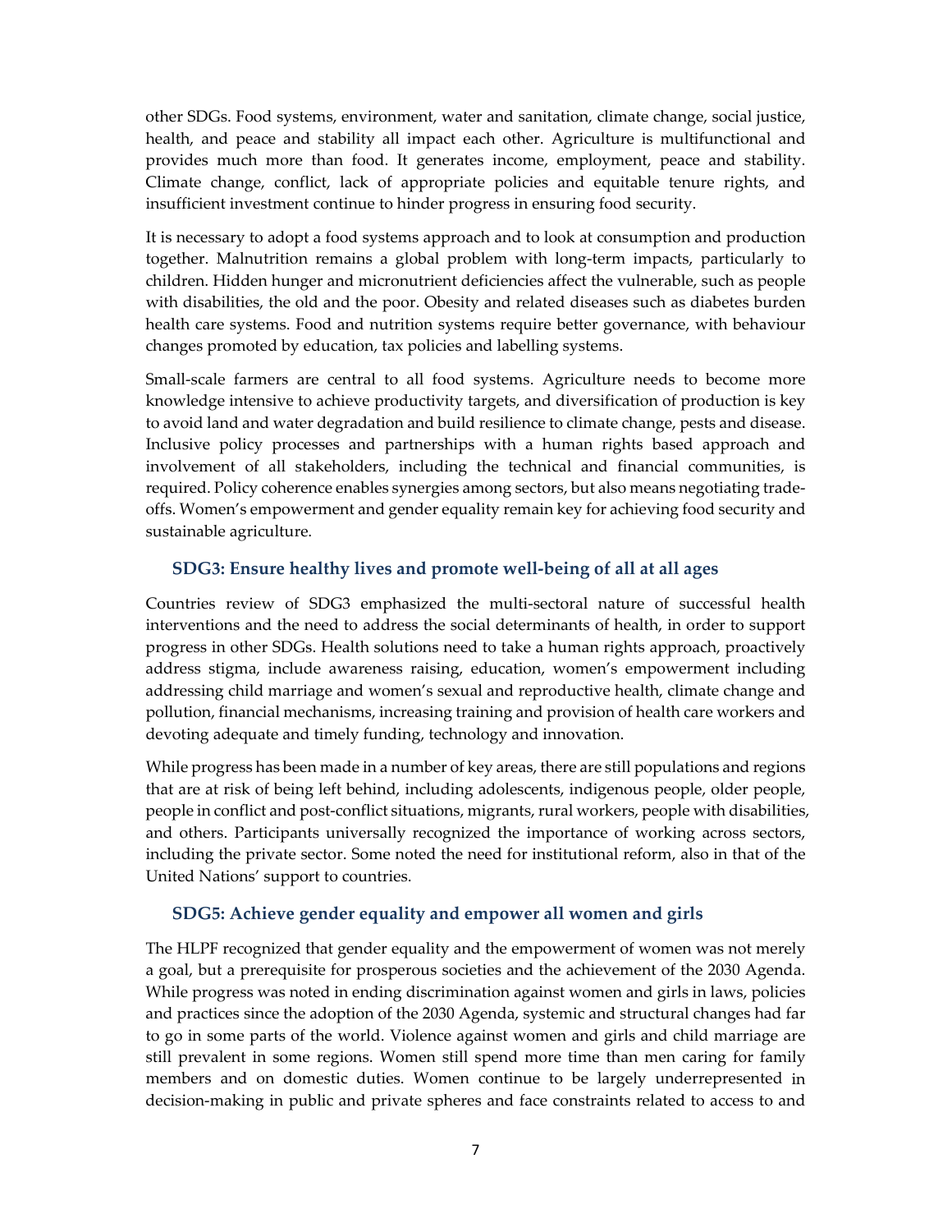other SDGs. Food systems, environment, water and sanitation, climate change, social justice, health, and peace and stability all impact each other. Agriculture is multifunctional and provides much more than food. It generates income, employment, peace and stability. Climate change, conflict, lack of appropriate policies and equitable tenure rights, and insufficient investment continue to hinder progress in ensuring food security.

It is necessary to adopt a food systems approach and to look at consumption and production together. Malnutrition remains a global problem with long-term impacts, particularly to children. Hidden hunger and micronutrient deficiencies affect the vulnerable, such as people with disabilities, the old and the poor. Obesity and related diseases such as diabetes burden health care systems. Food and nutrition systems require better governance, with behaviour changes promoted by education, tax policies and labelling systems.

Small-scale farmers are central to all food systems. Agriculture needs to become more knowledge intensive to achieve productivity targets, and diversification of production is key to avoid land and water degradation and build resilience to climate change, pests and disease. Inclusive policy processes and partnerships with a human rights based approach and involvement of all stakeholders, including the technical and financial communities, is required. Policy coherence enables synergies among sectors, but also means negotiating trade-offs. Women's empowerment and gender equality remain key for achieving food security and sustainable agriculture.

### SDG3: Ensure healthy lives and promote well-being of all at all ages

Countries review of SDG3 emphasized the multi-sectoral nature of successful health interventions and the need to address the social determinants of health, in order to support progress in other SDGs. Health solutions need to take a human rights approach, proactively address stigma, include awareness raising, education, women's empowerment including addressing child marriage and women's sexual and reproductive health, climate change and pollution, financial mechanisms, increasing training and provision of health care workers and devoting adequate and timely funding, technology and innovation.

While progress has been made in a number of key areas, there are still populations and regions that are at risk of being left behind, including adolescents, indigenous people, older people, people in conflict and post-conflict situations, migrants, rural workers, people with disabilities, and others. Participants universally recognized the importance of working across sectors, including the private sector. Some noted the need for institutional reform, also in that of the United Nations' support to countries.

### SDG5: Achieve gender equality and empower all women and girls

The HLPF recognized that gender equality and the empowerment of women was not merely a goal, but a prerequisite for prosperous societies and the achievement of the 2030 Agenda. While progress was noted in ending discrimination against women and girls in laws, policies and practices since the adoption of the 2030 Agenda, systemic and structural changes had far to go in some parts of the world. Violence against women and girls and child marriage are still prevalent in some regions. Women still spend more time than men caring for family members and on domestic duties. Women continue to be largely underrepresented in decision-making in public and private spheres and face constraints related to access to and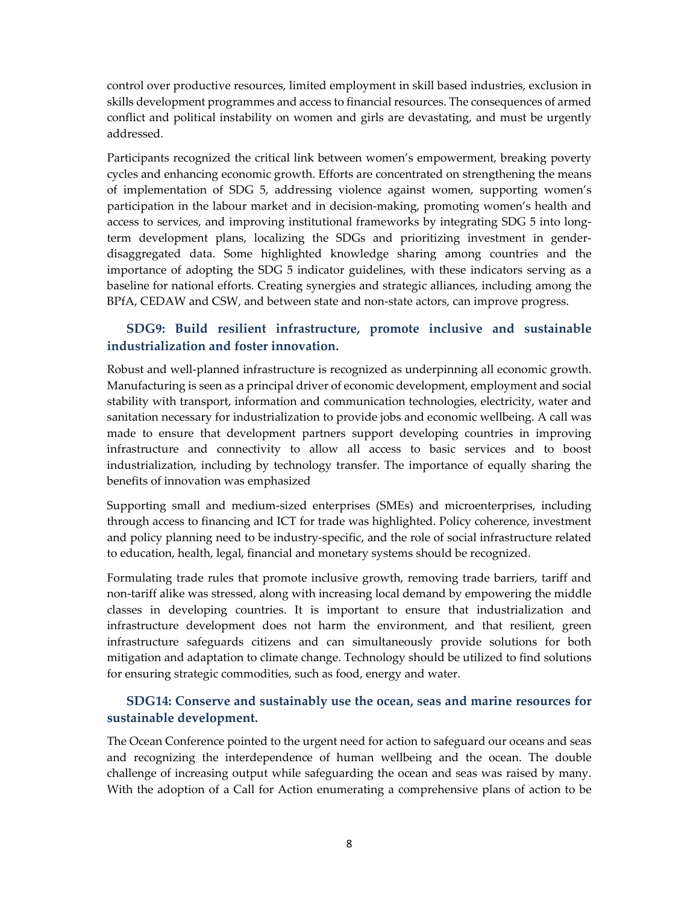control over productive resources, limited employment in skill based industries, exclusion in skills development programmes and access to financial resources. The consequences of armed conflict and political instability on women and girls are devastating, and must be urgently addressed.

Participants recognized the critical link between women's empowerment, breaking poverty cycles and enhancing economic growth. Efforts are concentrated on strengthening the means of implementation of SDG 5, addressing violence against women, supporting women's participation in the labour market and in decision-making, promoting women's health and access to services, and improving institutional frameworks by integrating SDG 5 into long-term development plans, localizing the SDGs and prioritizing investment in gender-disaggregated data. Some highlighted knowledge sharing among countries and the importance of adopting the SDG 5 indicator guidelines, with these indicators serving as a baseline for national efforts. Creating synergies and strategic alliances, including among the BPfA, CEDAW and CSW, and between state and non-state actors, can improve progress.

### SDG9: Build resilient infrastructure, promote inclusive and sustainable industrialization and foster innovation.

Robust and well-planned infrastructure is recognized as underpinning all economic growth. Manufacturing is seen as a principal driver of economic development, employment and social stability with transport, information and communication technologies, electricity, water and sanitation necessary for industrialization to provide jobs and economic wellbeing. A call was made to ensure that development partners support developing countries in improving infrastructure and connectivity to allow all access to basic services and to boost industrialization, including by technology transfer. The importance of equally sharing the benefits of innovation was emphasized

Supporting small and medium-sized enterprises (SMEs) and microenterprises, including through access to financing and ICT for trade was highlighted. Policy coherence, investment and policy planning need to be industry-specific, and the role of social infrastructure related to education, health, legal, financial and monetary systems should be recognized.

Formulating trade rules that promote inclusive growth, removing trade barriers, tariff and non-tariff alike was stressed, along with increasing local demand by empowering the middle classes in developing countries. It is important to ensure that industrialization and infrastructure development does not harm the environment, and that resilient, green infrastructure safeguards citizens and can simultaneously provide solutions for both mitigation and adaptation to climate change. Technology should be utilized to find solutions for ensuring strategic commodities, such as food, energy and water.

### SDG14: Conserve and sustainably use the ocean, seas and marine resources for sustainable development.

The Ocean Conference pointed to the urgent need for action to safeguard our oceans and seas and recognizing the interdependence of human wellbeing and the ocean. The double challenge of increasing output while safeguarding the ocean and seas was raised by many. With the adoption of a Call for Action enumerating a comprehensive plans of action to be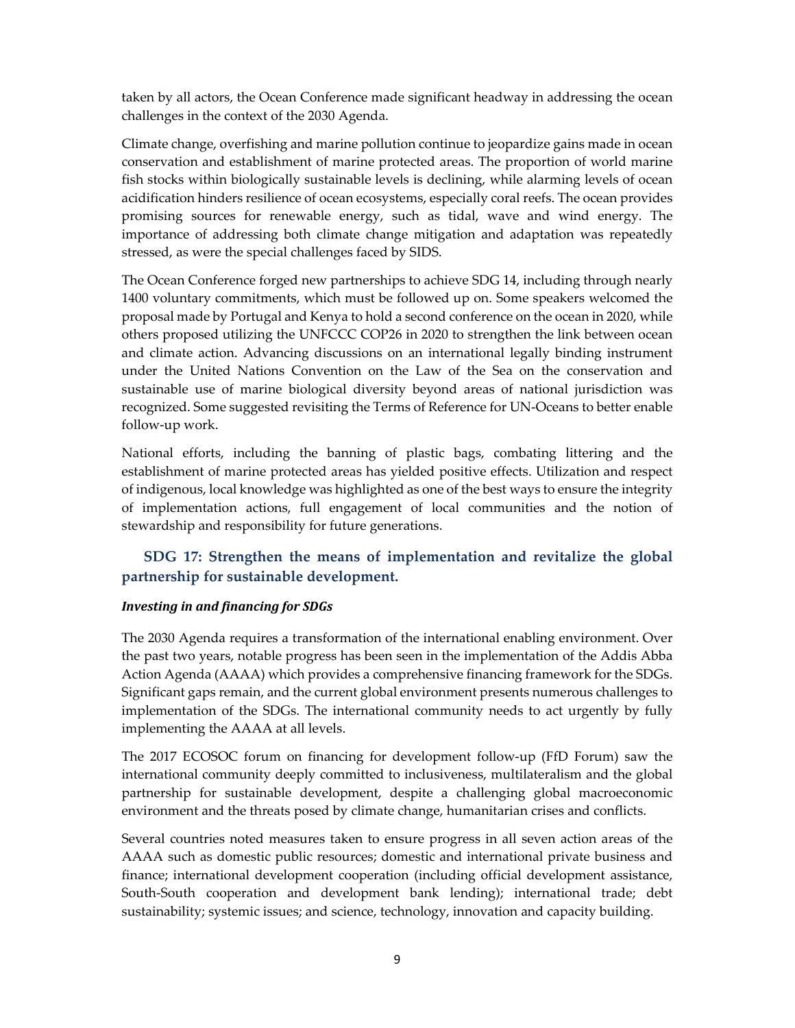taken by all actors, the Ocean Conference made significant headway in addressing the ocean challenges in the context of the 2030 Agenda.

Climate change, overfishing and marine pollution continue to jeopardize gains made in ocean conservation and establishment of marine protected areas. The proportion of world marine fish stocks within biologically sustainable levels is declining, while alarming levels of ocean acidification hinders resilience of ocean ecosystems, especially coral reefs. The ocean provides promising sources for renewable energy, such as tidal, wave and wind energy. The importance of addressing both climate change mitigation and adaptation was repeatedly stressed, as were the special challenges faced by SIDS.

The Ocean Conference forged new partnerships to achieve SDG 14, including through nearly 1400 voluntary commitments, which must be followed up on. Some speakers welcomed the proposal made by Portugal and Kenya to hold a second conference on the ocean in 2020, while others proposed utilizing the UNFCCC COP26 in 2020 to strengthen the link between ocean and climate action. Advancing discussions on an international legally binding instrument under the United Nations Convention on the Law of the Sea on the conservation and sustainable use of marine biological diversity beyond areas of national jurisdiction was recognized. Some suggested revisiting the Terms of Reference for UN-Oceans to better enable follow-up work.

National efforts, including the banning of plastic bags, combating littering and the establishment of marine protected areas has yielded positive effects. Utilization and respect of indigenous, local knowledge was highlighted as one of the best ways to ensure the integrity of implementation actions, full engagement of local communities and the notion of stewardship and responsibility for future generations.

## SDG 17: Strengthen the means of implementation and revitalize the global partnership for sustainable development.

***Investing in and financing for SDGs***

The 2030 Agenda requires a transformation of the international enabling environment. Over the past two years, notable progress has been seen in the implementation of the Addis Abba Action Agenda (AAAA) which provides a comprehensive financing framework for the SDGs. Significant gaps remain, and the current global environment presents numerous challenges to implementation of the SDGs. The international community needs to act urgently by fully implementing the AAAA at all levels.

The 2017 ECOSOC forum on financing for development follow-up (FfD Forum) saw the international community deeply committed to inclusiveness, multilateralism and the global partnership for sustainable development, despite a challenging global macroeconomic environment and the threats posed by climate change, humanitarian crises and conflicts.

Several countries noted measures taken to ensure progress in all seven action areas of the AAAA such as domestic public resources; domestic and international private business and finance; international development cooperation (including official development assistance, South-South cooperation and development bank lending); international trade; debt sustainability; systemic issues; and science, technology, innovation and capacity building.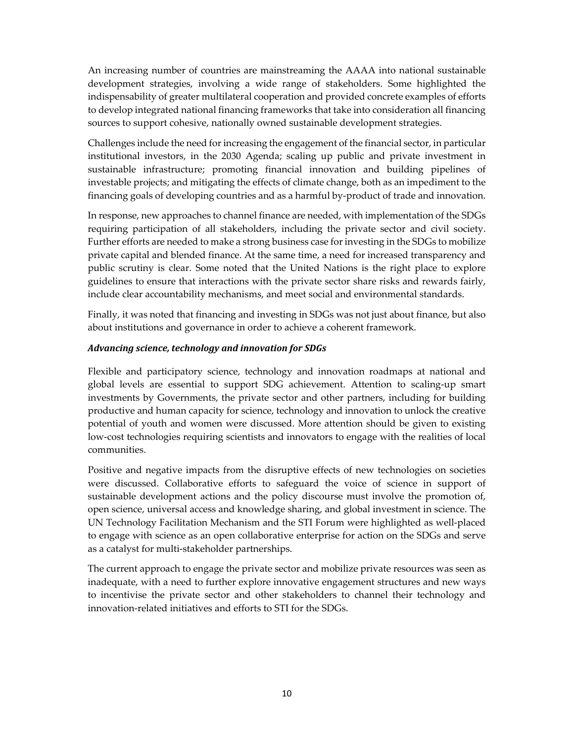An increasing number of countries are mainstreaming the AAAA into national sustainable development strategies, involving a wide range of stakeholders. Some highlighted the indispensability of greater multilateral cooperation and provided concrete examples of efforts to develop integrated national financing frameworks that take into consideration all financing sources to support cohesive, nationally owned sustainable development strategies.

Challenges include the need for increasing the engagement of the financial sector, in particular institutional investors, in the 2030 Agenda; scaling up public and private investment in sustainable infrastructure; promoting financial innovation and building pipelines of investable projects; and mitigating the effects of climate change, both as an impediment to the financing goals of developing countries and as a harmful by-product of trade and innovation.

In response, new approaches to channel finance are needed, with implementation of the SDGs requiring participation of all stakeholders, including the private sector and civil society. Further efforts are needed to make a strong business case for investing in the SDGs to mobilize private capital and blended finance. At the same time, a need for increased transparency and public scrutiny is clear. Some noted that the United Nations is the right place to explore guidelines to ensure that interactions with the private sector share risks and rewards fairly, include clear accountability mechanisms, and meet social and environmental standards.

Finally, it was noted that financing and investing in SDGs was not just about finance, but also about institutions and governance in order to achieve a coherent framework.

***Advancing science, technology and innovation for SDGs***

Flexible and participatory science, technology and innovation roadmaps at national and global levels are essential to support SDG achievement. Attention to scaling-up smart investments by Governments, the private sector and other partners, including for building productive and human capacity for science, technology and innovation to unlock the creative potential of youth and women were discussed. More attention should be given to existing low-cost technologies requiring scientists and innovators to engage with the realities of local communities.

Positive and negative impacts from the disruptive effects of new technologies on societies were discussed. Collaborative efforts to safeguard the voice of science in support of sustainable development actions and the policy discourse must involve the promotion of, open science, universal access and knowledge sharing, and global investment in science. The UN Technology Facilitation Mechanism and the STI Forum were highlighted as well-placed to engage with science as an open collaborative enterprise for action on the SDGs and serve as a catalyst for multi-stakeholder partnerships.

The current approach to engage the private sector and mobilize private resources was seen as inadequate, with a need to further explore innovative engagement structures and new ways to incentivise the private sector and other stakeholders to channel their technology and innovation-related initiatives and efforts to STI for the SDGs.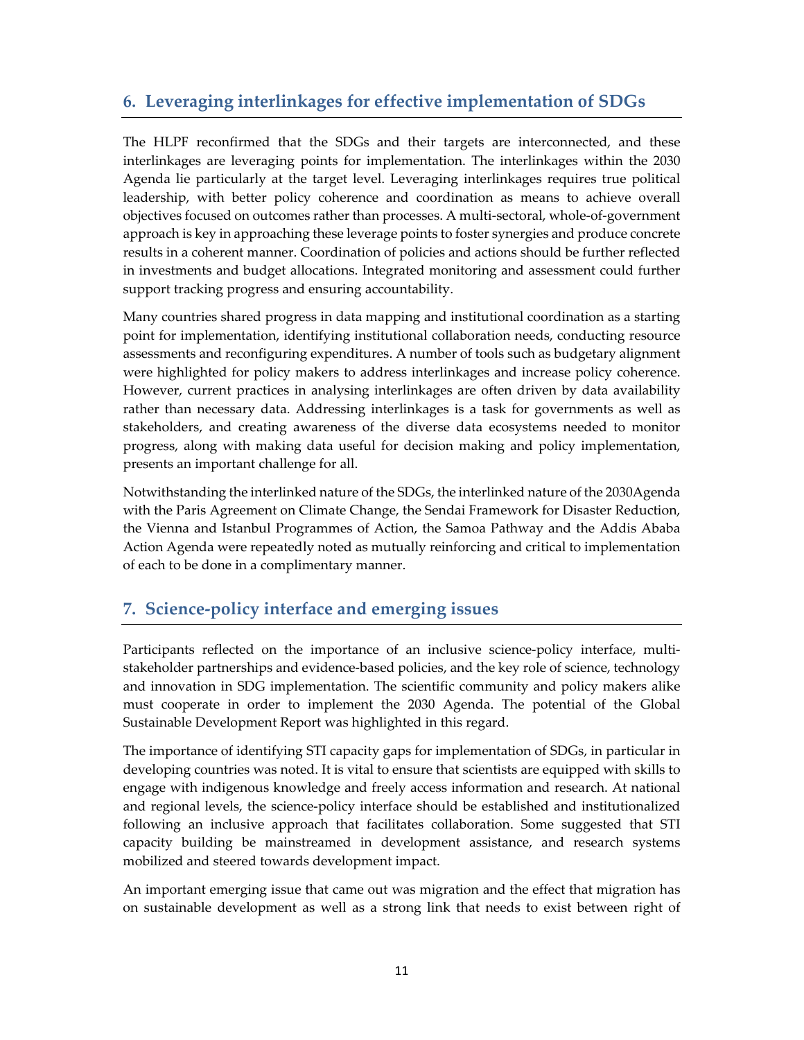## 6. Leveraging interlinkages for effective implementation of SDGs

The HLPF reconfirmed that the SDGs and their targets are interconnected, and these interlinkages are leveraging points for implementation. The interlinkages within the 2030 Agenda lie particularly at the target level. Leveraging interlinkages requires true political leadership, with better policy coherence and coordination as means to achieve overall objectives focused on outcomes rather than processes. A multi-sectoral, whole-of-government approach is key in approaching these leverage points to foster synergies and produce concrete results in a coherent manner. Coordination of policies and actions should be further reflected in investments and budget allocations. Integrated monitoring and assessment could further support tracking progress and ensuring accountability.

Many countries shared progress in data mapping and institutional coordination as a starting point for implementation, identifying institutional collaboration needs, conducting resource assessments and reconfiguring expenditures. A number of tools such as budgetary alignment were highlighted for policy makers to address interlinkages and increase policy coherence. However, current practices in analysing interlinkages are often driven by data availability rather than necessary data. Addressing interlinkages is a task for governments as well as stakeholders, and creating awareness of the diverse data ecosystems needed to monitor progress, along with making data useful for decision making and policy implementation, presents an important challenge for all.

Notwithstanding the interlinked nature of the SDGs, the interlinked nature of the 2030Agenda with the Paris Agreement on Climate Change, the Sendai Framework for Disaster Reduction, the Vienna and Istanbul Programmes of Action, the Samoa Pathway and the Addis Ababa Action Agenda were repeatedly noted as mutually reinforcing and critical to implementation of each to be done in a complimentary manner.

## 7. Science-policy interface and emerging issues

Participants reflected on the importance of an inclusive science-policy interface, multi-stakeholder partnerships and evidence-based policies, and the key role of science, technology and innovation in SDG implementation. The scientific community and policy makers alike must cooperate in order to implement the 2030 Agenda. The potential of the Global Sustainable Development Report was highlighted in this regard.

The importance of identifying STI capacity gaps for implementation of SDGs, in particular in developing countries was noted. It is vital to ensure that scientists are equipped with skills to engage with indigenous knowledge and freely access information and research. At national and regional levels, the science-policy interface should be established and institutionalized following an inclusive approach that facilitates collaboration. Some suggested that STI capacity building be mainstreamed in development assistance, and research systems mobilized and steered towards development impact.

An important emerging issue that came out was migration and the effect that migration has on sustainable development as well as a strong link that needs to exist between right of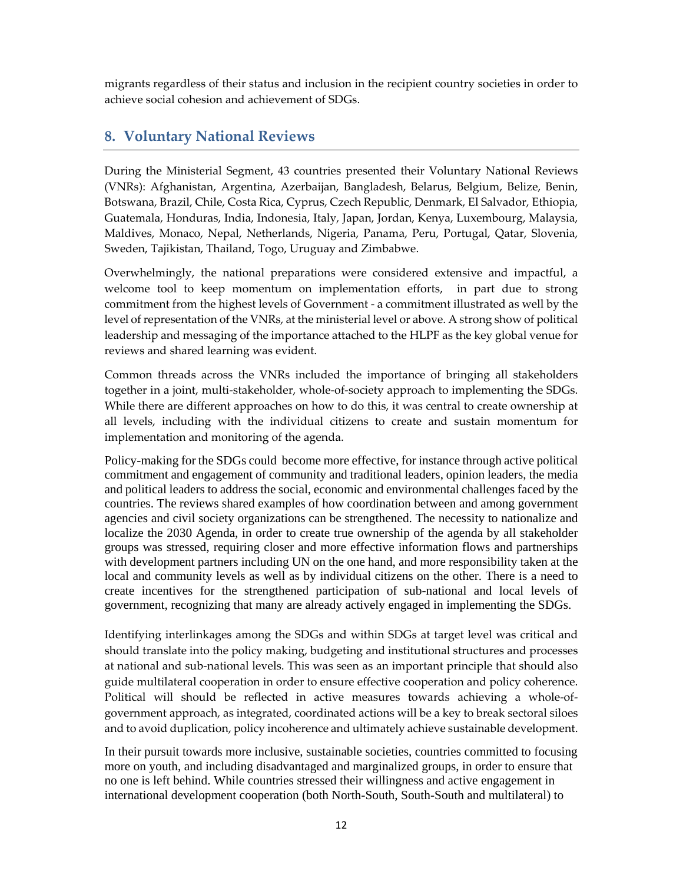migrants regardless of their status and inclusion in the recipient country societies in order to achieve social cohesion and achievement of SDGs.

## 8. Voluntary National Reviews

During the Ministerial Segment, 43 countries presented their Voluntary National Reviews (VNRs): Afghanistan, Argentina, Azerbaijan, Bangladesh, Belarus, Belgium, Belize, Benin, Botswana, Brazil, Chile, Costa Rica, Cyprus, Czech Republic, Denmark, El Salvador, Ethiopia, Guatemala, Honduras, India, Indonesia, Italy, Japan, Jordan, Kenya, Luxembourg, Malaysia, Maldives, Monaco, Nepal, Netherlands, Nigeria, Panama, Peru, Portugal, Qatar, Slovenia, Sweden, Tajikistan, Thailand, Togo, Uruguay and Zimbabwe.

Overwhelmingly, the national preparations were considered extensive and impactful, a welcome tool to keep momentum on implementation efforts, in part due to strong commitment from the highest levels of Government - a commitment illustrated as well by the level of representation of the VNRs, at the ministerial level or above. A strong show of political leadership and messaging of the importance attached to the HLPF as the key global venue for reviews and shared learning was evident.

Common threads across the VNRs included the importance of bringing all stakeholders together in a joint, multi-stakeholder, whole-of-society approach to implementing the SDGs. While there are different approaches on how to do this, it was central to create ownership at all levels, including with the individual citizens to create and sustain momentum for implementation and monitoring of the agenda.

Policy-making for the SDGs could become more effective, for instance through active political commitment and engagement of community and traditional leaders, opinion leaders, the media and political leaders to address the social, economic and environmental challenges faced by the countries. The reviews shared examples of how coordination between and among government agencies and civil society organizations can be strengthened. The necessity to nationalize and localize the 2030 Agenda, in order to create true ownership of the agenda by all stakeholder groups was stressed, requiring closer and more effective information flows and partnerships with development partners including UN on the one hand, and more responsibility taken at the local and community levels as well as by individual citizens on the other. There is a need to create incentives for the strengthened participation of sub-national and local levels of government, recognizing that many are already actively engaged in implementing the SDGs.

Identifying interlinkages among the SDGs and within SDGs at target level was critical and should translate into the policy making, budgeting and institutional structures and processes at national and sub-national levels. This was seen as an important principle that should also guide multilateral cooperation in order to ensure effective cooperation and policy coherence. Political will should be reflected in active measures towards achieving a whole-of-government approach, as integrated, coordinated actions will be a key to break sectoral siloes and to avoid duplication, policy incoherence and ultimately achieve sustainable development.

In their pursuit towards more inclusive, sustainable societies, countries committed to focusing more on youth, and including disadvantaged and marginalized groups, in order to ensure that no one is left behind. While countries stressed their willingness and active engagement in international development cooperation (both North-South, South-South and multilateral) to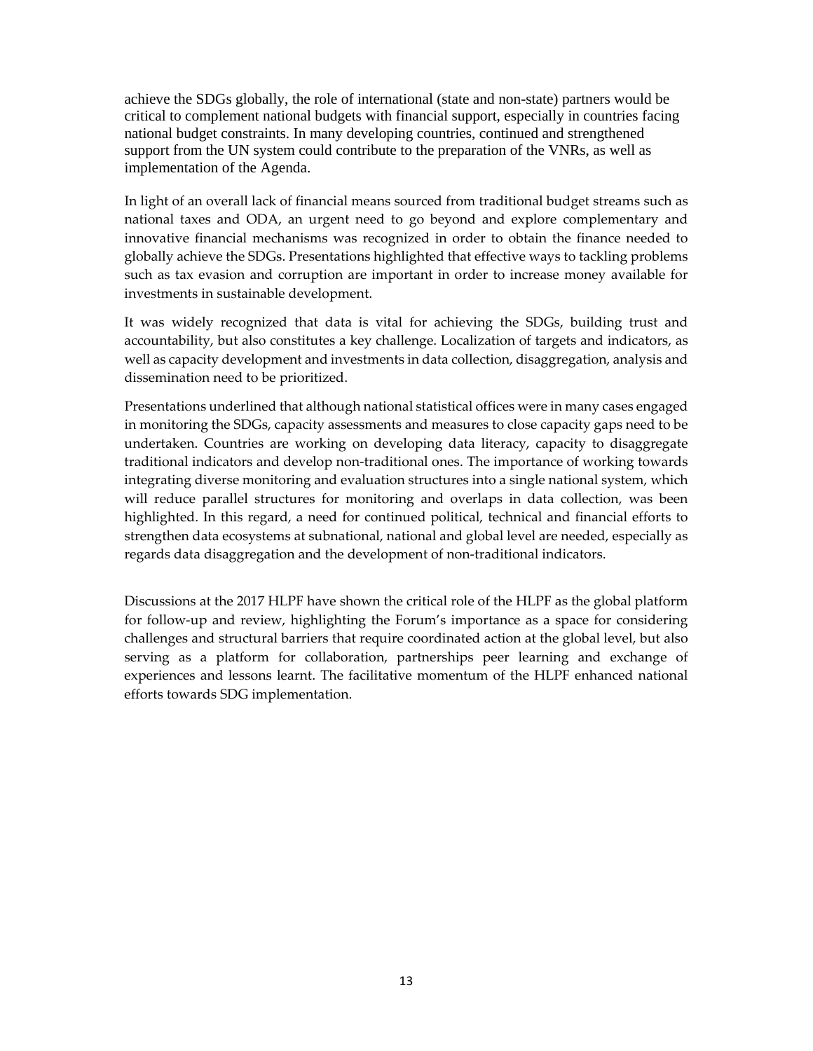achieve the SDGs globally, the role of international (state and non-state) partners would be critical to complement national budgets with financial support, especially in countries facing national budget constraints. In many developing countries, continued and strengthened support from the UN system could contribute to the preparation of the VNRs, as well as implementation of the Agenda.

In light of an overall lack of financial means sourced from traditional budget streams such as national taxes and ODA, an urgent need to go beyond and explore complementary and innovative financial mechanisms was recognized in order to obtain the finance needed to globally achieve the SDGs. Presentations highlighted that effective ways to tackling problems such as tax evasion and corruption are important in order to increase money available for investments in sustainable development.

It was widely recognized that data is vital for achieving the SDGs, building trust and accountability, but also constitutes a key challenge. Localization of targets and indicators, as well as capacity development and investments in data collection, disaggregation, analysis and dissemination need to be prioritized.

Presentations underlined that although national statistical offices were in many cases engaged in monitoring the SDGs, capacity assessments and measures to close capacity gaps need to be undertaken. Countries are working on developing data literacy, capacity to disaggregate traditional indicators and develop non-traditional ones. The importance of working towards integrating diverse monitoring and evaluation structures into a single national system, which will reduce parallel structures for monitoring and overlaps in data collection, was been highlighted. In this regard, a need for continued political, technical and financial efforts to strengthen data ecosystems at subnational, national and global level are needed, especially as regards data disaggregation and the development of non-traditional indicators.

Discussions at the 2017 HLPF have shown the critical role of the HLPF as the global platform for follow-up and review, highlighting the Forum's importance as a space for considering challenges and structural barriers that require coordinated action at the global level, but also serving as a platform for collaboration, partnerships peer learning and exchange of experiences and lessons learnt. The facilitative momentum of the HLPF enhanced national efforts towards SDG implementation.